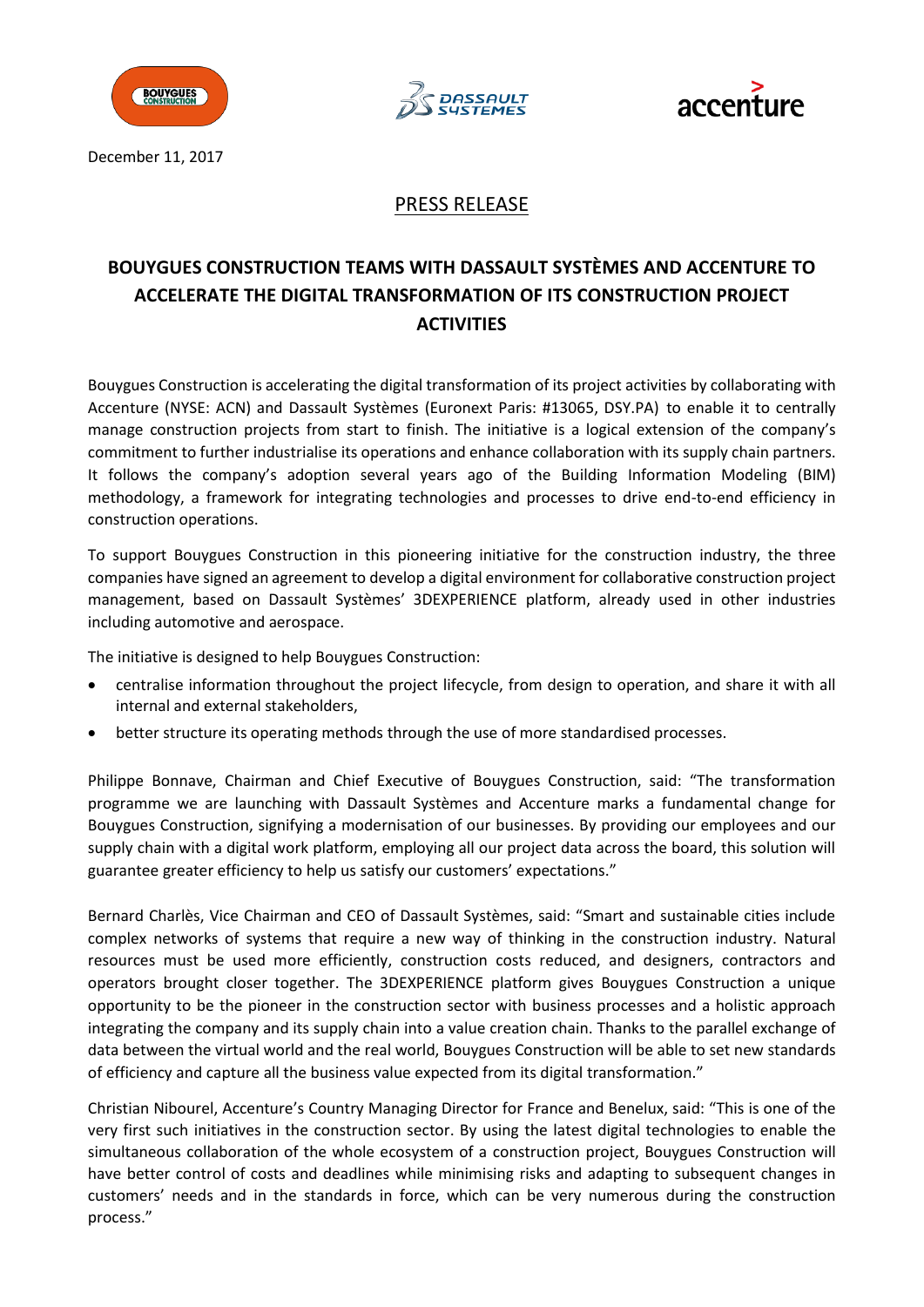December 11, 2017

PRESS RELEASE

# BOUYGUES CONSTRUCTION TEAMS WITH DASSAULT SYSTÈMES AND ACCENTURE TO ACCELERATE THE DIGITAL TRANSFORMATION OF ITS CONSTRUCTION PROJECT ACTIVITIES

Bouygues Construction is accelerating the digital transformation of its project activities by collaborating with Accenture (NYSE: ACN) and Dassault Systèmes (Euronext Paris: #13065, DSY.PA) to enable it to centrally manage construction projects from start to finish. The initiative is a logical extension of the company's commitment to further industrialise its operations and enhance collaboration with its supply chain partners. It follows the company's adoption several years ago of the Building Information Modeling (BIM) methodology, a framework for integrating technologies and processes to drive end-to-end efficiency in construction operations.

To support Bouygues Construction in this pioneering initiative for the construction industry, the three companies have signed an agreement to develop a digital environment for collaborative construction project management, based on Dassault Systèmes' 3DEXPERIENCE platform, already used in other industries including automotive and aerospace.

The initiative is designed to help Bouygues Construction:

- centralise information throughout the project lifecycle, from design to operation, and share it with all internal and external stakeholders,
- better structure its operating methods through the use of more standardised processes.

Philippe Bonnave, Chairman and Chief Executive of Bouygues Construction, said: "The transformation programme we are launching with Dassault Systèmes and Accenture marks a fundamental change for Bouygues Construction, signifying a modernisation of our businesses. By providing our employees and our supply chain with a digital work platform, employing all our project data across the board, this solution will guarantee greater efficiency to help us satisfy our customers' expectations."

Bernard Charlès, Vice Chairman and CEO of Dassault Systèmes, said: "Smart and sustainable cities include complex networks of systems that require a new way of thinking in the construction industry. Natural resources must be used more efficiently, construction costs reduced, and designers, contractors and operators brought closer together. The 3DEXPERIENCE platform gives Bouygues Construction a unique opportunity to be the pioneer in the construction sector with business processes and a holistic approach integrating the company and its supply chain into a value creation chain. Thanks to the parallel exchange of data between the virtual world and the real world, Bouygues Construction will be able to set new standards of efficiency and capture all the business value expected from its digital transformation."

Christian Nibourel, Accenture's Country Managing Director for France and Benelux, said: "This is one of the very first such initiatives in the construction sector. By using the latest digital technologies to enable the simultaneous collaboration of the whole ecosystem of a construction project, Bouygues Construction will have better control of costs and deadlines while minimising risks and adapting to subsequent changes in customers' needs and in the standards in force, which can be very numerous during the construction process."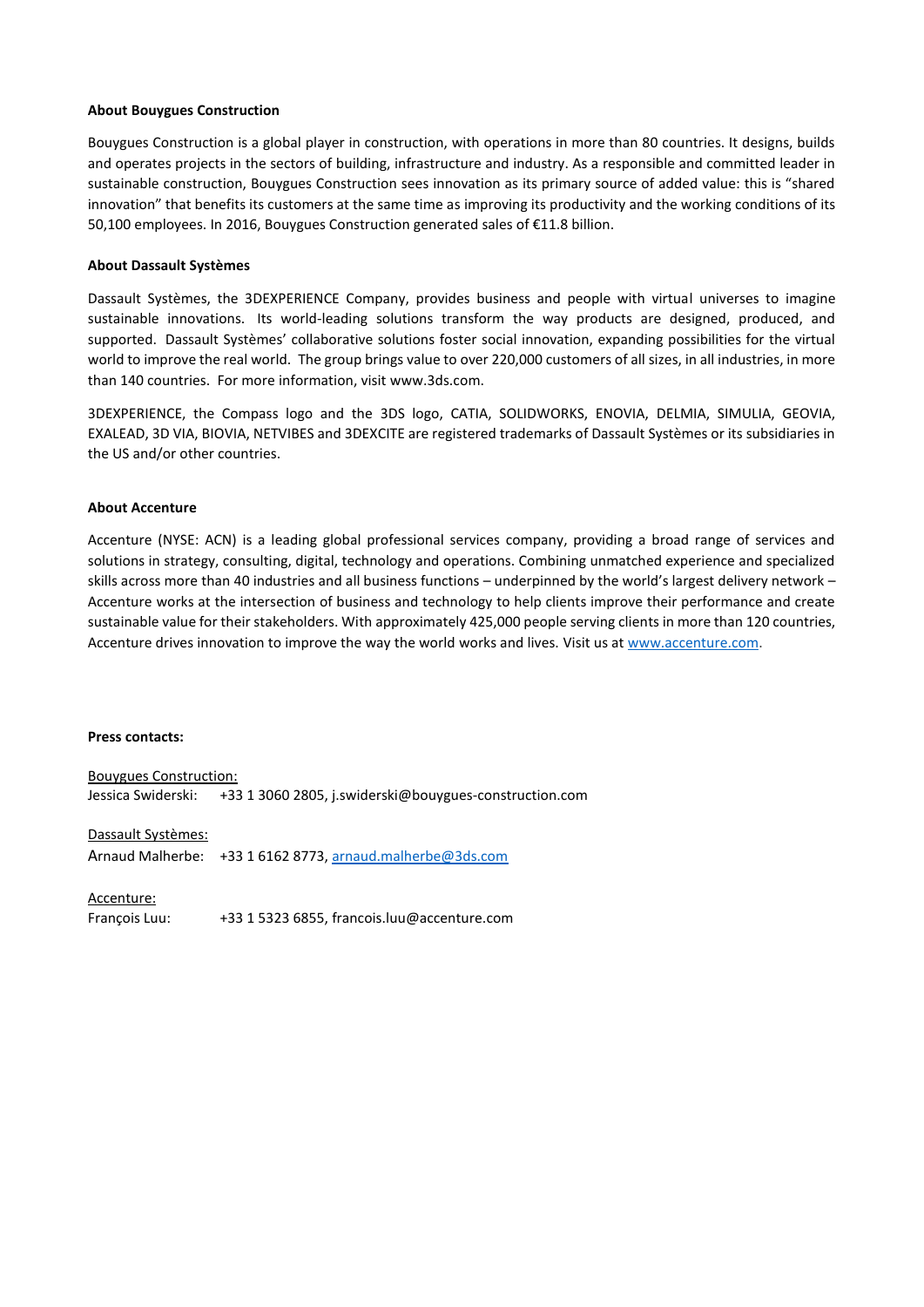**About Bouygues Construction**

Bouygues Construction is a global player in construction, with operations in more than 80 countries. It designs, builds and operates projects in the sectors of building, infrastructure and industry. As a responsible and committed leader in sustainable construction, Bouygues Construction sees innovation as its primary source of added value: this is "shared innovation" that benefits its customers at the same time as improving its productivity and the working conditions of its 50,100 employees. In 2016, Bouygues Construction generated sales of €11.8 billion.

**About Dassault Systèmes**

Dassault Systèmes, the 3DEXPERIENCE Company, provides business and people with virtual universes to imagine sustainable innovations. Its world-leading solutions transform the way products are designed, produced, and supported. Dassault Systèmes' collaborative solutions foster social innovation, expanding possibilities for the virtual world to improve the real world. The group brings value to over 220,000 customers of all sizes, in all industries, in more than 140 countries. For more information, visit www.3ds.com.

3DEXPERIENCE, the Compass logo and the 3DS logo, CATIA, SOLIDWORKS, ENOVIA, DELMIA, SIMULIA, GEOVIA, EXALEAD, 3D VIA, BIOVIA, NETVIBES and 3DEXCITE are registered trademarks of Dassault Systèmes or its subsidiaries in the US and/or other countries.

**About Accenture**

Accenture (NYSE: ACN) is a leading global professional services company, providing a broad range of services and solutions in strategy, consulting, digital, technology and operations. Combining unmatched experience and specialized skills across more than 40 industries and all business functions – underpinned by the world's largest delivery network – Accenture works at the intersection of business and technology to help clients improve their performance and create sustainable value for their stakeholders. With approximately 425,000 people serving clients in more than 120 countries, Accenture drives innovation to improve the way the world works and lives. Visit us at www.accenture.com.

**Press contacts:**

Bouygues Construction:
Jessica Swiderski: +33 1 3060 2805, j.swiderski@bouygues-construction.com

Dassault Systèmes:
Arnaud Malherbe: +33 1 6162 8773, arnaud.malherbe@3ds.com

Accenture:
François Luu: +33 1 5323 6855, francois.luu@accenture.com